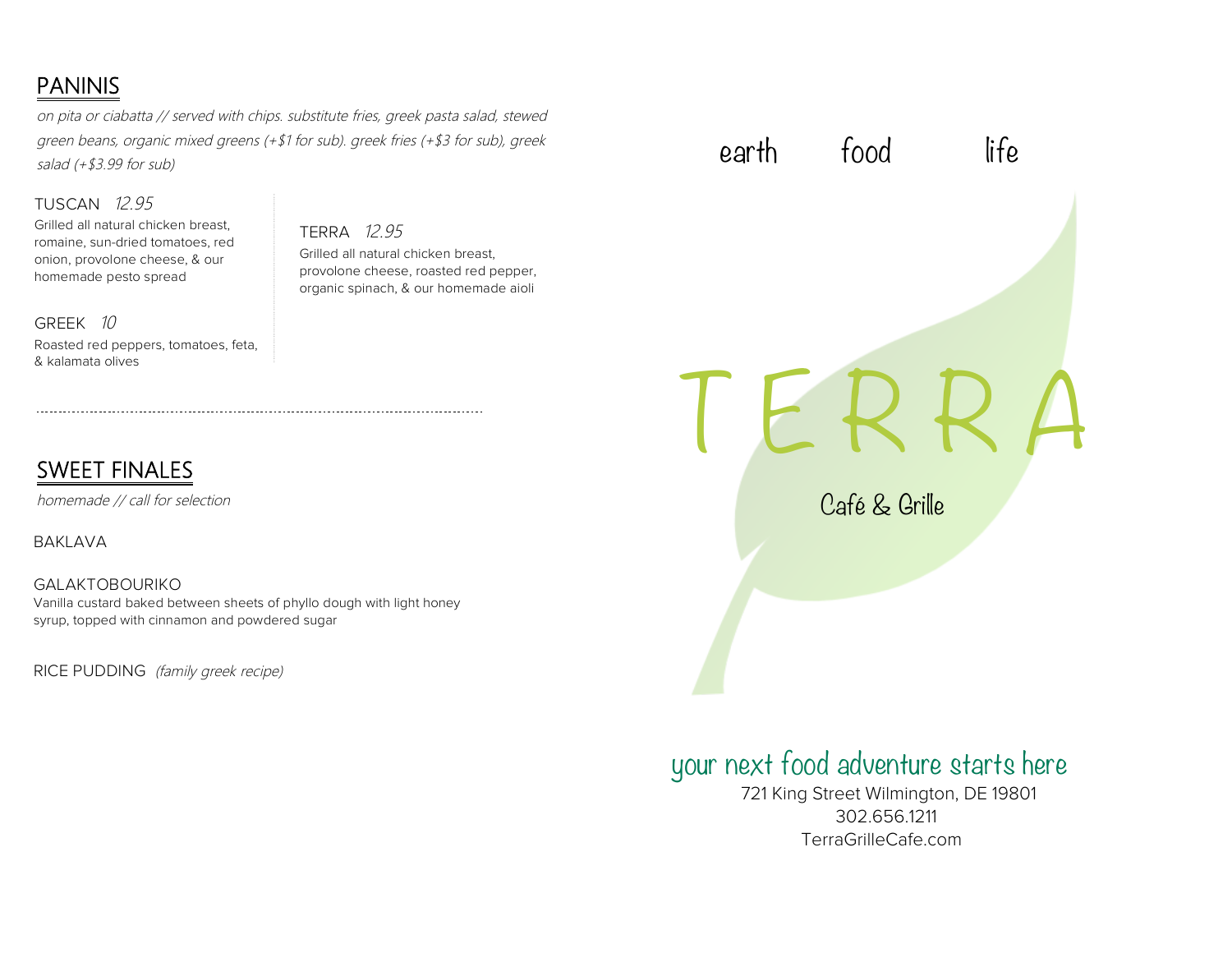## PANINIS

*on pita or ciabatta // served with chips. substitute fries, greek pasta salad, stewed green beans, organic mixed greens (+$1 for sub). greek fries (+$3 for sub), greek salad (+$3.99 for sub)*

TUSCAN *12.95*
Grilled all natural chicken breast, romaine, sun-dried tomatoes, red onion, provolone cheese, & our homemade pesto spread

GREEK *10*
Roasted red peppers, tomatoes, feta, & kalamata olives

TERRA *12.95*
Grilled all natural chicken breast, provolone cheese, roasted red pepper, organic spinach, & our homemade aioli

---

## SWEET FINALES

*homemade // call for selection*

BAKLAVA

GALAKTOBOURIKO
Vanilla custard baked between sheets of phyllo dough with light honey syrup, topped with cinnamon and powdered sugar

RICE PUDDING *(family greek recipe)*

earth food life

# TERRA

Café & Grille

your next food adventure starts here

721 King Street Wilmington, DE 19801
302.656.1211
TerraGrilleCafe.com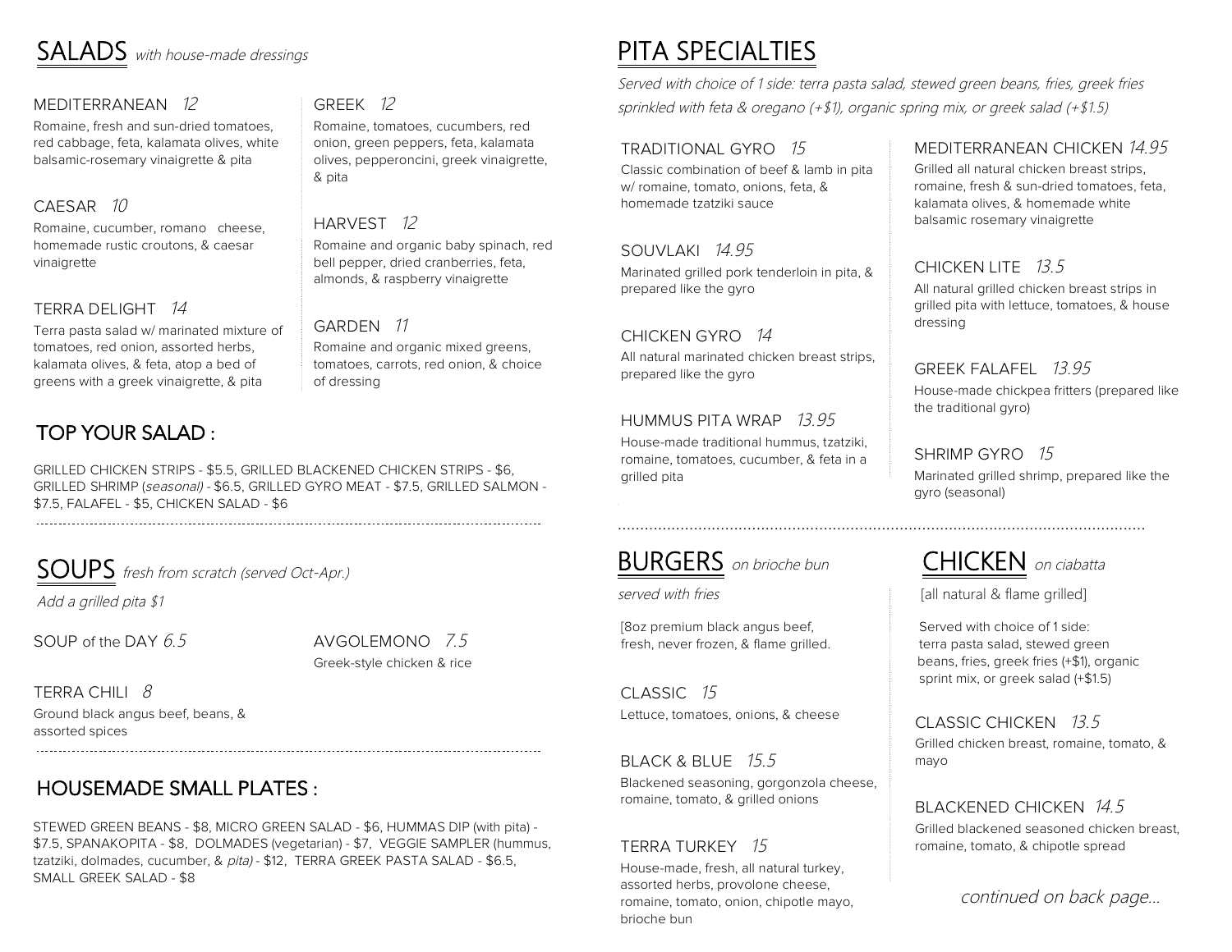## SALADS *with house-made dressings*

### MEDITERRANEAN *12*
Romaine, fresh and sun-dried tomatoes, red cabbage, feta, kalamata olives, white balsamic-rosemary vinaigrette & pita

### CAESAR *10*
Romaine, cucumber, romano cheese, homemade rustic croutons, & caesar vinaigrette

### TERRA DELIGHT *14*
Terra pasta salad w/ marinated mixture of tomatoes, red onion, assorted herbs, kalamata olives, & feta, atop a bed of greens with a greek vinaigrette, & pita

### GREEK *12*
Romaine, tomatoes, cucumbers, red onion, green peppers, feta, kalamata olives, pepperoncini, greek vinaigrette, & pita

### HARVEST *12*
Romaine and organic baby spinach, red bell pepper, dried cranberries, feta, almonds, & raspberry vinaigrette

### GARDEN *11*
Romaine and organic mixed greens, tomatoes, carrots, red onion, & choice of dressing

## TOP YOUR SALAD :

GRILLED CHICKEN STRIPS - $5.5, GRILLED BLACKENED CHICKEN STRIPS - $6, GRILLED SHRIMP (*seasonal*) - $6.5, GRILLED GYRO MEAT - $7.5, GRILLED SALMON - $7.5, FALAFEL - $5, CHICKEN SALAD - $6

## SOUPS *fresh from scratch (served Oct-Apr.)*

*Add a grilled pita $1*

### SOUP of the DAY *6.5*

### TERRA CHILI *8*
Ground black angus beef, beans, & assorted spices

### AVGOLEMONO *7.5*
Greek-style chicken & rice

## HOUSEMADE SMALL PLATES :

STEWED GREEN BEANS - $8, MICRO GREEN SALAD - $6, HUMMAS DIP (with pita) - $7.5, SPANAKOPITA - $8, DOLMADES (vegetarian) - $7, VEGGIE SAMPLER (hummus, tzatziki, dolmades, cucumber, & *pita)* - $12, TERRA GREEK PASTA SALAD - $6.5, SMALL GREEK SALAD - $8

## PITA SPECIALTIES

*Served with choice of 1 side: terra pasta salad, stewed green beans, fries, greek fries sprinkled with feta & oregano (+$1), organic spring mix, or greek salad (+$1.5)*

### TRADITIONAL GYRO *15*
Classic combination of beef & lamb in pita w/ romaine, tomato, onions, feta, & homemade tzatziki sauce

### SOUVLAKI *14.95*
Marinated grilled pork tenderloin in pita, & prepared like the gyro

### CHICKEN GYRO *14*
All natural marinated chicken breast strips, prepared like the gyro

### HUMMUS PITA WRAP *13.95*
House-made traditional hummus, tzatziki, romaine, tomatoes, cucumber, & feta in a grilled pita

### MEDITERRANEAN CHICKEN *14.95*
Grilled all natural chicken breast strips, romaine, fresh & sun-dried tomatoes, feta, kalamata olives, & homemade white balsamic rosemary vinaigrette

### CHICKEN LITE *13.5*
All natural grilled chicken breast strips in grilled pita with lettuce, tomatoes, & house dressing

### GREEK FALAFEL *13.95*
House-made chickpea fritters (prepared like the traditional gyro)

### SHRIMP GYRO *15*
Marinated grilled shrimp, prepared like the gyro (seasonal)

## BURGERS *on brioche bun*

*served with fries*

[8oz premium black angus beef, fresh, never frozen, & flame grilled.

### CLASSIC *15*
Lettuce, tomatoes, onions, & cheese

### BLACK & BLUE *15.5*
Blackened seasoning, gorgonzola cheese, romaine, tomato, & grilled onions

### TERRA TURKEY *15*
House-made, fresh, all natural turkey, assorted herbs, provolone cheese, romaine, tomato, onion, chipotle mayo, brioche bun

## CHICKEN *on ciabatta*

[all natural & flame grilled]

Served with choice of 1 side: terra pasta salad, stewed green beans, fries, greek fries (+$1), organic sprint mix, or greek salad (+$1.5)

### CLASSIC CHICKEN *13.5*
Grilled chicken breast, romaine, tomato, & mayo

### BLACKENED CHICKEN *14.5*
Grilled blackened seasoned chicken breast, romaine, tomato, & chipotle spread

*continued on back page...*